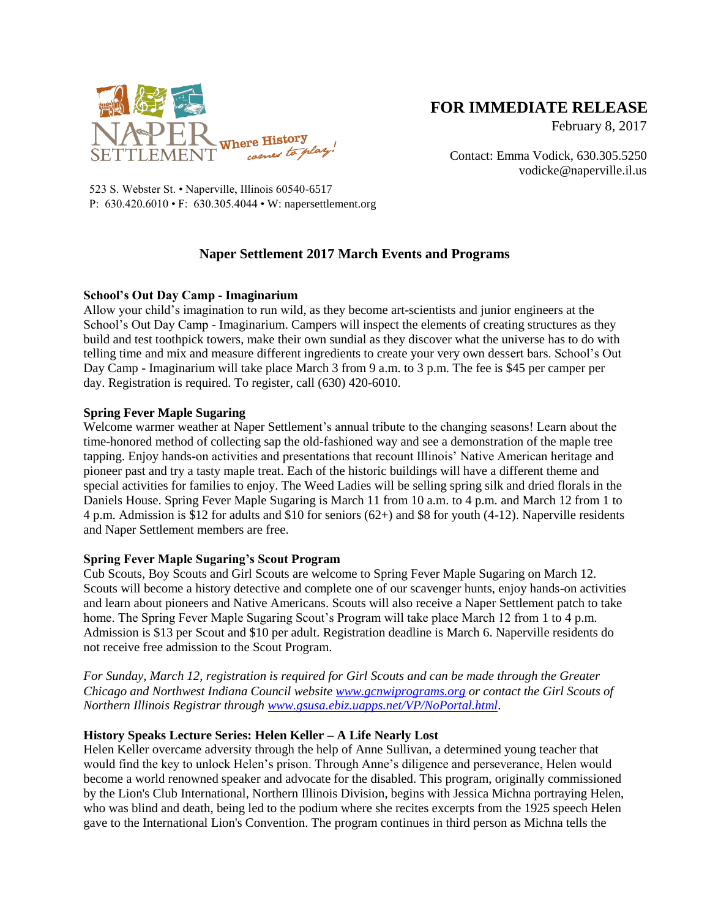NAPER SETTLEMENT Where History comes to play!

523 S. Webster St. • Naperville, Illinois 60540-6517
P: 630.420.6010 • F: 630.305.4044 • W: napersettlement.org

**FOR IMMEDIATE RELEASE**
February 8, 2017

Contact: Emma Vodick, 630.305.5250
vodicke@naperville.il.us

## Naper Settlement 2017 March Events and Programs

**School's Out Day Camp - Imaginarium**
Allow your child's imagination to run wild, as they become art-scientists and junior engineers at the School's Out Day Camp - Imaginarium. Campers will inspect the elements of creating structures as they build and test toothpick towers, make their own sundial as they discover what the universe has to do with telling time and mix and measure different ingredients to create your very own dessert bars. School's Out Day Camp - Imaginarium will take place March 3 from 9 a.m. to 3 p.m. The fee is $45 per camper per day. Registration is required. To register, call (630) 420-6010.

**Spring Fever Maple Sugaring**
Welcome warmer weather at Naper Settlement's annual tribute to the changing seasons! Learn about the time-honored method of collecting sap the old-fashioned way and see a demonstration of the maple tree tapping. Enjoy hands-on activities and presentations that recount Illinois' Native American heritage and pioneer past and try a tasty maple treat. Each of the historic buildings will have a different theme and special activities for families to enjoy. The Weed Ladies will be selling spring silk and dried florals in the Daniels House. Spring Fever Maple Sugaring is March 11 from 10 a.m. to 4 p.m. and March 12 from 1 to 4 p.m. Admission is $12 for adults and $10 for seniors (62+) and $8 for youth (4-12). Naperville residents and Naper Settlement members are free.

**Spring Fever Maple Sugaring's Scout Program**
Cub Scouts, Boy Scouts and Girl Scouts are welcome to Spring Fever Maple Sugaring on March 12. Scouts will become a history detective and complete one of our scavenger hunts, enjoy hands-on activities and learn about pioneers and Native Americans. Scouts will also receive a Naper Settlement patch to take home. The Spring Fever Maple Sugaring Scout's Program will take place March 12 from 1 to 4 p.m. Admission is $13 per Scout and $10 per adult. Registration deadline is March 6. Naperville residents do not receive free admission to the Scout Program.

*For Sunday, March 12, registration is required for Girl Scouts and can be made through the Greater Chicago and Northwest Indiana Council website [www.gcnwiprograms.org](www.gcnwiprograms.org) or contact the Girl Scouts of Northern Illinois Registrar through [www.gsusa.ebiz.uapps.net/VP/NoPortal.html](www.gsusa.ebiz.uapps.net/VP/NoPortal.html).*

**History Speaks Lecture Series: Helen Keller – A Life Nearly Lost**
Helen Keller overcame adversity through the help of Anne Sullivan, a determined young teacher that would find the key to unlock Helen's prison. Through Anne's diligence and perseverance, Helen would become a world renowned speaker and advocate for the disabled. This program, originally commissioned by the Lion's Club International, Northern Illinois Division, begins with Jessica Michna portraying Helen, who was blind and death, being led to the podium where she recites excerpts from the 1925 speech Helen gave to the International Lion's Convention. The program continues in third person as Michna tells the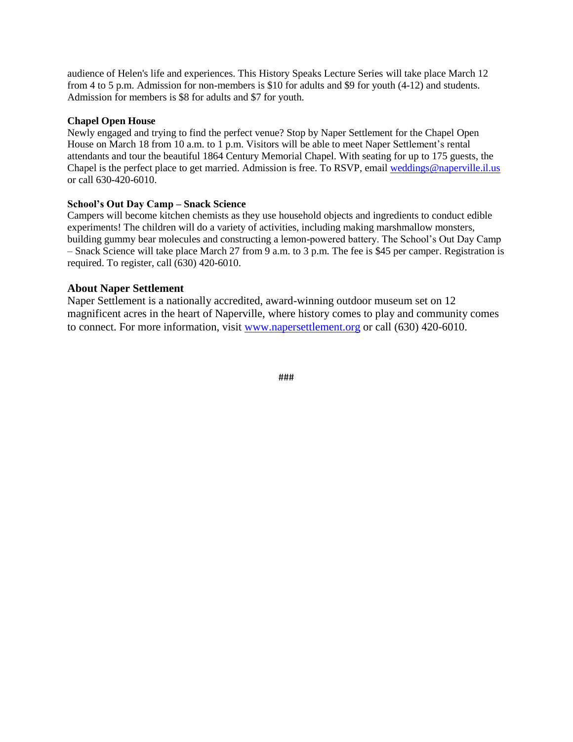audience of Helen's life and experiences. This History Speaks Lecture Series will take place March 12 from 4 to 5 p.m. Admission for non-members is $10 for adults and $9 for youth (4-12) and students. Admission for members is $8 for adults and $7 for youth.

**Chapel Open House**

Newly engaged and trying to find the perfect venue? Stop by Naper Settlement for the Chapel Open House on March 18 from 10 a.m. to 1 p.m. Visitors will be able to meet Naper Settlement's rental attendants and tour the beautiful 1864 Century Memorial Chapel. With seating for up to 175 guests, the Chapel is the perfect place to get married. Admission is free. To RSVP, email weddings@naperville.il.us or call 630-420-6010.

**School's Out Day Camp – Snack Science**

Campers will become kitchen chemists as they use household objects and ingredients to conduct edible experiments! The children will do a variety of activities, including making marshmallow monsters, building gummy bear molecules and constructing a lemon-powered battery. The School's Out Day Camp – Snack Science will take place March 27 from 9 a.m. to 3 p.m. The fee is $45 per camper. Registration is required. To register, call (630) 420-6010.

## About Naper Settlement

Naper Settlement is a nationally accredited, award-winning outdoor museum set on 12 magnificent acres in the heart of Naperville, where history comes to play and community comes to connect. For more information, visit www.napersettlement.org or call (630) 420-6010.

###